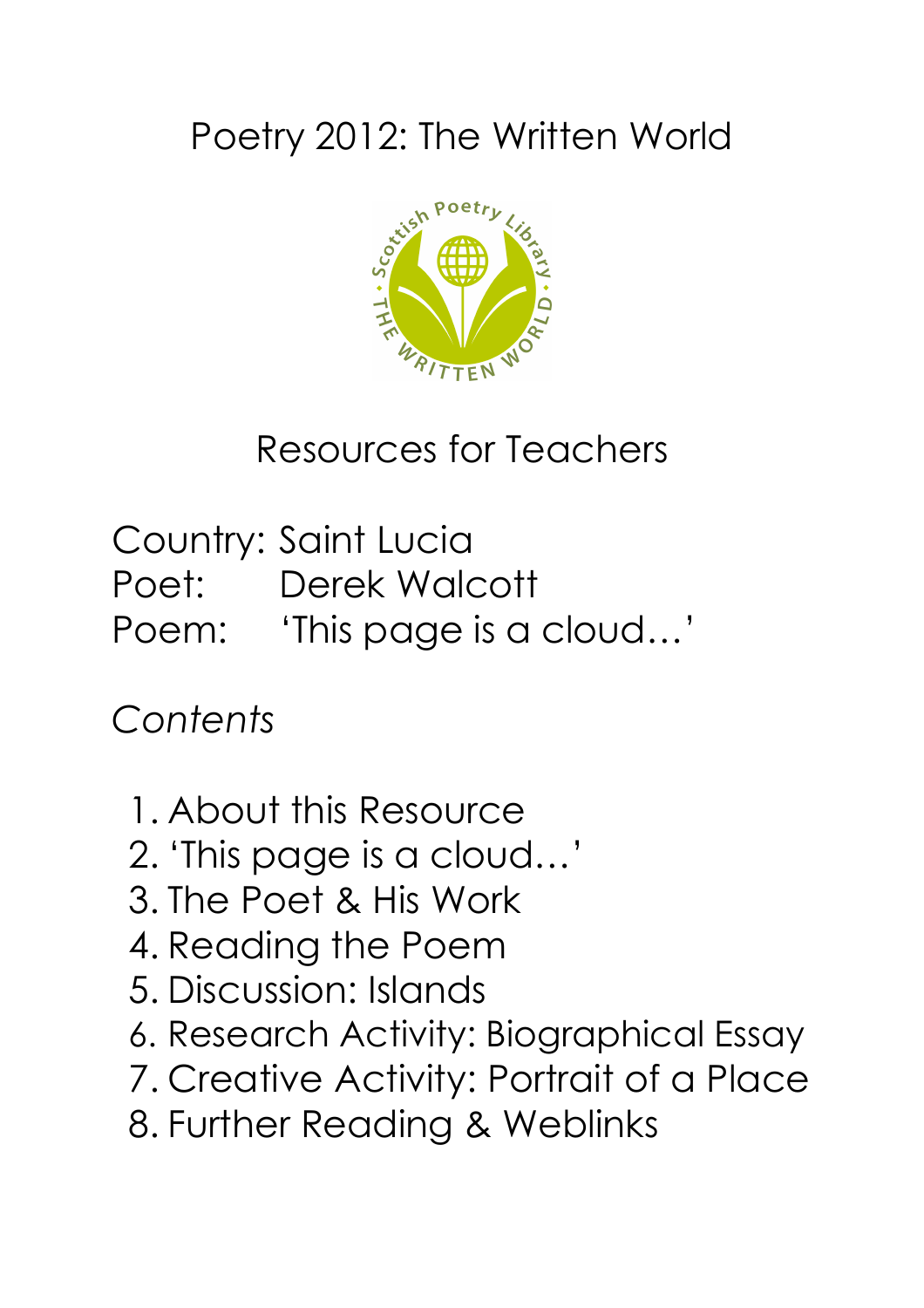# Poetry 2012: The Written World

## Resources for Teachers

Country: Saint Lucia
Poet: Derek Walcott
Poem: 'This page is a cloud…'

*Contents*

1. About this Resource
2. 'This page is a cloud…'
3. The Poet & His Work
4. Reading the Poem
5. Discussion: Islands
6. Research Activity: Biographical Essay
7. Creative Activity: Portrait of a Place
8. Further Reading & Weblinks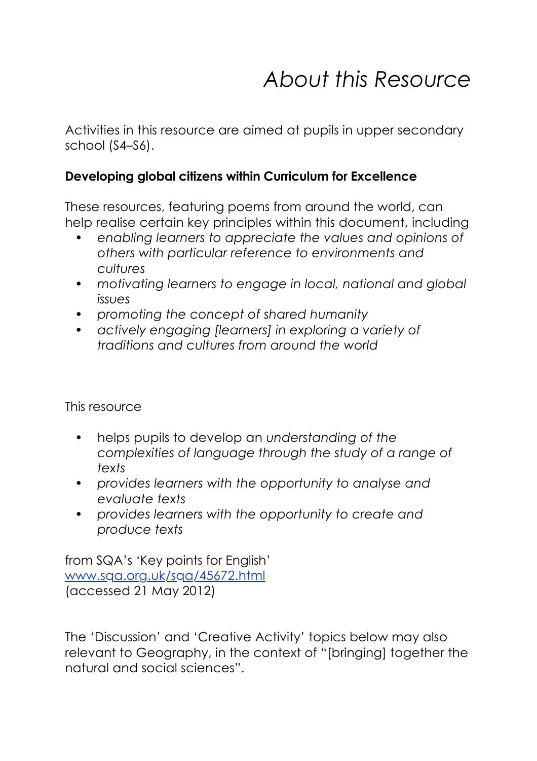# *About this Resource*

Activities in this resource are aimed at pupils in upper secondary school (S4–S6).

**Developing global citizens within Curriculum for Excellence**

These resources, featuring poems from around the world, can help realise certain key principles within this document, including

- *enabling learners to appreciate the values and opinions of others with particular reference to environments and cultures*
- *motivating learners to engage in local, national and global issues*
- *promoting the concept of shared humanity*
- *actively engaging [learners] in exploring a variety of traditions and cultures from around the world*

This resource

- helps pupils to develop an *understanding of the complexities of language through the study of a range of texts*
- *provides learners with the opportunity to analyse and evaluate texts*
- *provides learners with the opportunity to create and produce texts*

from SQA's 'Key points for English'
[www.sqa.org.uk/sqa/45672.html](www.sqa.org.uk/sqa/45672.html)
(accessed 21 May 2012)

The 'Discussion' and 'Creative Activity' topics below may also relevant to Geography, in the context of "[bringing] together the natural and social sciences".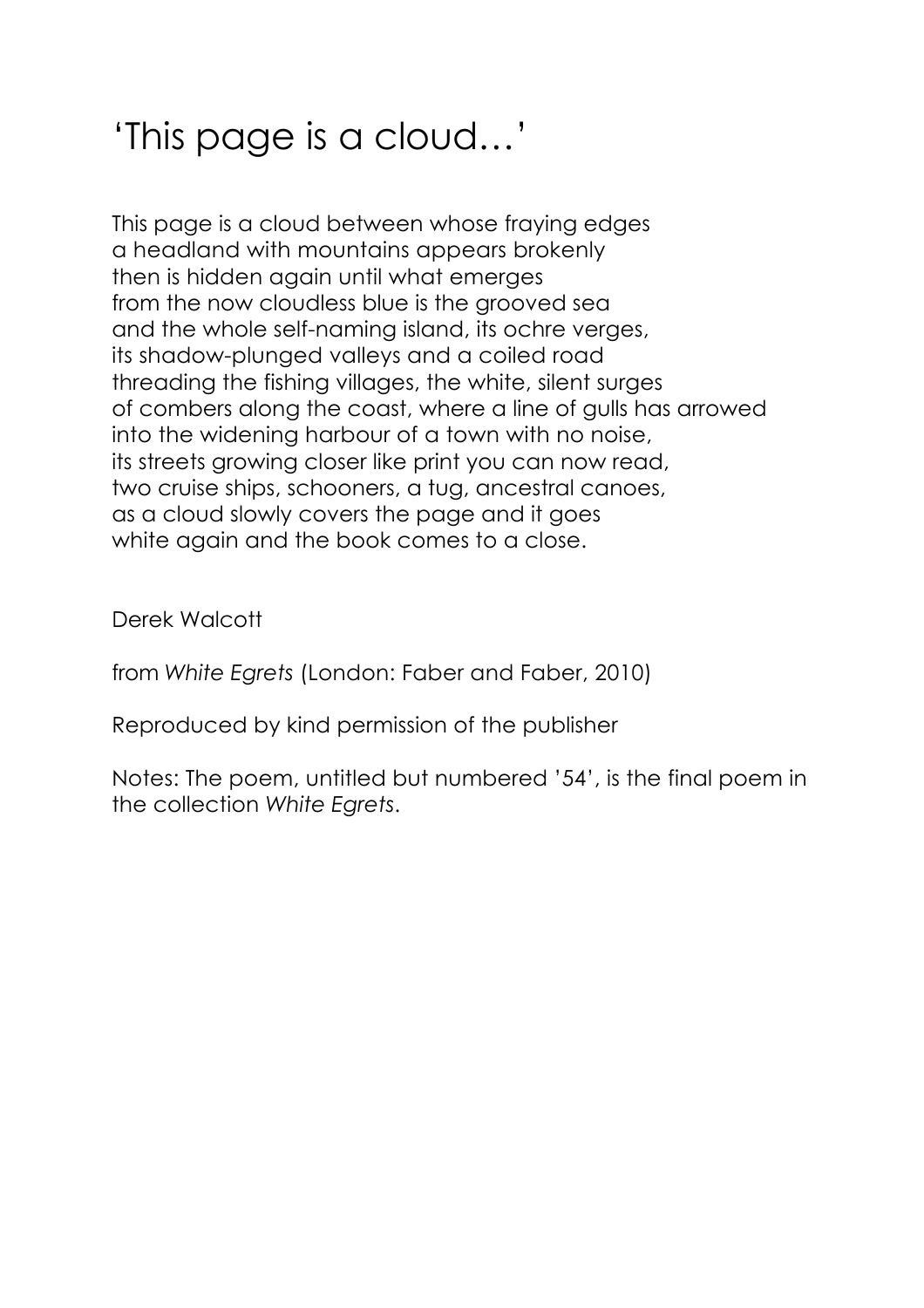# 'This page is a cloud…'

This page is a cloud between whose fraying edges
a headland with mountains appears brokenly
then is hidden again until what emerges
from the now cloudless blue is the grooved sea
and the whole self-naming island, its ochre verges,
its shadow-plunged valleys and a coiled road
threading the fishing villages, the white, silent surges
of combers along the coast, where a line of gulls has arrowed
into the widening harbour of a town with no noise,
its streets growing closer like print you can now read,
two cruise ships, schooners, a tug, ancestral canoes,
as a cloud slowly covers the page and it goes
white again and the book comes to a close.

Derek Walcott

from *White Egrets* (London: Faber and Faber, 2010)

Reproduced by kind permission of the publisher

Notes: The poem, untitled but numbered '54', is the final poem in the collection *White Egrets*.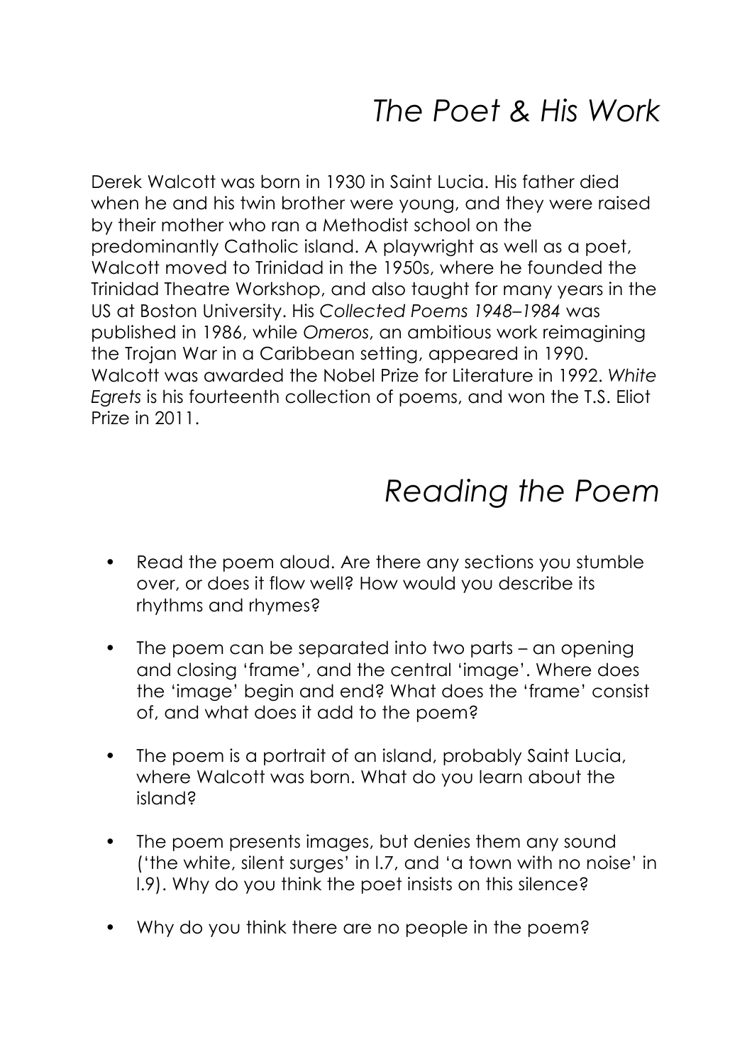## *The Poet & His Work*

Derek Walcott was born in 1930 in Saint Lucia. His father died when he and his twin brother were young, and they were raised by their mother who ran a Methodist school on the predominantly Catholic island. A playwright as well as a poet, Walcott moved to Trinidad in the 1950s, where he founded the Trinidad Theatre Workshop, and also taught for many years in the US at Boston University. His *Collected Poems 1948–1984* was published in 1986, while *Omeros*, an ambitious work reimagining the Trojan War in a Caribbean setting, appeared in 1990. Walcott was awarded the Nobel Prize for Literature in 1992. *White Egrets* is his fourteenth collection of poems, and won the T.S. Eliot Prize in 2011.

## *Reading the Poem*

- Read the poem aloud. Are there any sections you stumble over, or does it flow well? How would you describe its rhythms and rhymes?
- The poem can be separated into two parts – an opening and closing 'frame', and the central 'image'. Where does the 'image' begin and end? What does the 'frame' consist of, and what does it add to the poem?
- The poem is a portrait of an island, probably Saint Lucia, where Walcott was born. What do you learn about the island?
- The poem presents images, but denies them any sound ('the white, silent surges' in l.7, and 'a town with no noise' in l.9). Why do you think the poet insists on this silence?
- Why do you think there are no people in the poem?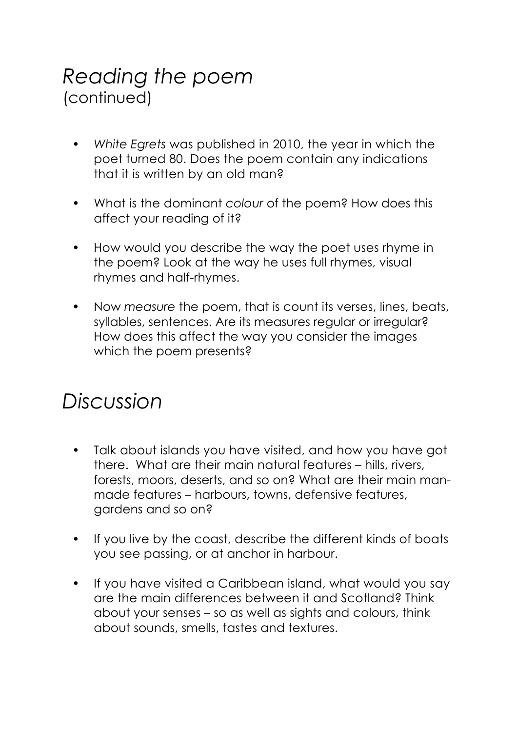## *Reading the poem*
(continued)

- *White Egrets* was published in 2010, the year in which the poet turned 80. Does the poem contain any indications that it is written by an old man?
- What is the dominant *colour* of the poem? How does this affect your reading of it?
- How would you describe the way the poet uses rhyme in the poem? Look at the way he uses full rhymes, visual rhymes and half-rhymes.
- Now *measure* the poem, that is count its verses, lines, beats, syllables, sentences. Are its measures regular or irregular? How does this affect the way you consider the images which the poem presents?

## *Discussion*

- Talk about islands you have visited, and how you have got there. What are their main natural features – hills, rivers, forests, moors, deserts, and so on? What are their main man-made features – harbours, towns, defensive features, gardens and so on?
- If you live by the coast, describe the different kinds of boats you see passing, or at anchor in harbour.
- If you have visited a Caribbean island, what would you say are the main differences between it and Scotland? Think about your senses – so as well as sights and colours, think about sounds, smells, tastes and textures.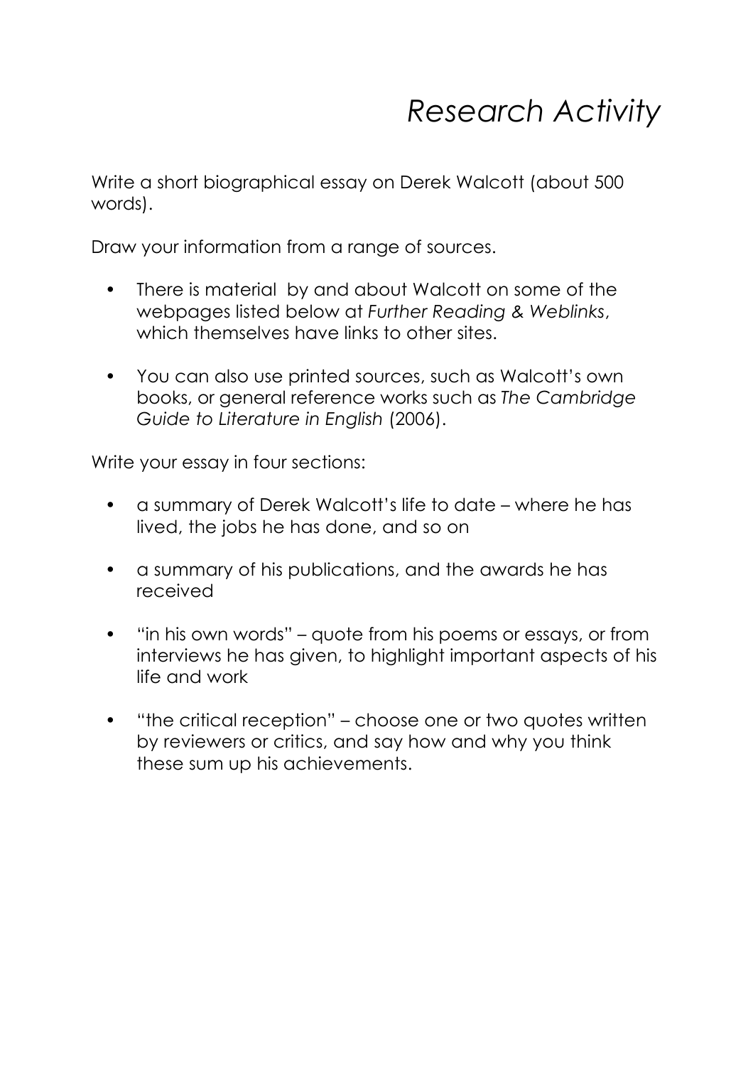# *Research Activity*

Write a short biographical essay on Derek Walcott (about 500 words).

Draw your information from a range of sources.

- There is material by and about Walcott on some of the webpages listed below at *Further Reading & Weblinks*, which themselves have links to other sites.
- You can also use printed sources, such as Walcott's own books, or general reference works such as *The Cambridge Guide to Literature in English* (2006).

Write your essay in four sections:

- a summary of Derek Walcott's life to date – where he has lived, the jobs he has done, and so on
- a summary of his publications, and the awards he has received
- "in his own words" – quote from his poems or essays, or from interviews he has given, to highlight important aspects of his life and work
- "the critical reception" – choose one or two quotes written by reviewers or critics, and say how and why you think these sum up his achievements.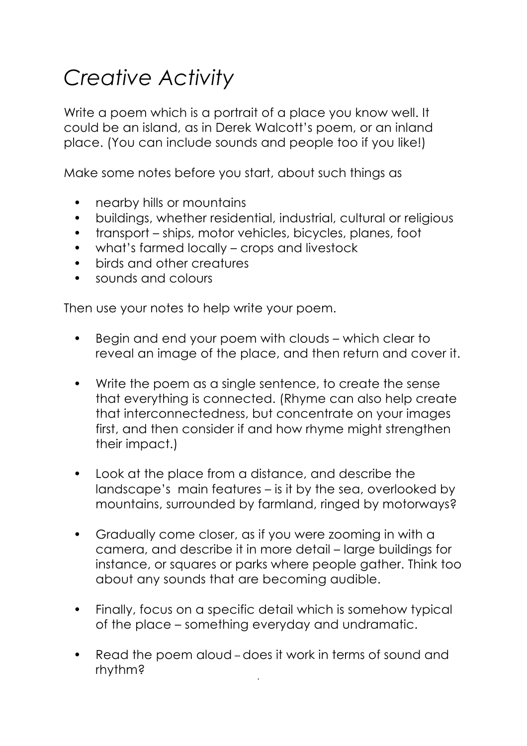# *Creative Activity*

Write a poem which is a portrait of a place you know well. It could be an island, as in Derek Walcott's poem, or an inland place. (You can include sounds and people too if you like!)

Make some notes before you start, about such things as

- nearby hills or mountains
- buildings, whether residential, industrial, cultural or religious
- transport – ships, motor vehicles, bicycles, planes, foot
- what's farmed locally – crops and livestock
- birds and other creatures
- sounds and colours

Then use your notes to help write your poem.

- Begin and end your poem with clouds – which clear to reveal an image of the place, and then return and cover it.

- Write the poem as a single sentence, to create the sense that everything is connected. (Rhyme can also help create that interconnectedness, but concentrate on your images first, and then consider if and how rhyme might strengthen their impact.)

- Look at the place from a distance, and describe the landscape's main features – is it by the sea, overlooked by mountains, surrounded by farmland, ringed by motorways?

- Gradually come closer, as if you were zooming in with a camera, and describe it in more detail – large buildings for instance, or squares or parks where people gather. Think too about any sounds that are becoming audible.

- Finally, focus on a specific detail which is somehow typical of the place – something everyday and undramatic.

- Read the poem aloud – does it work in terms of sound and rhythm?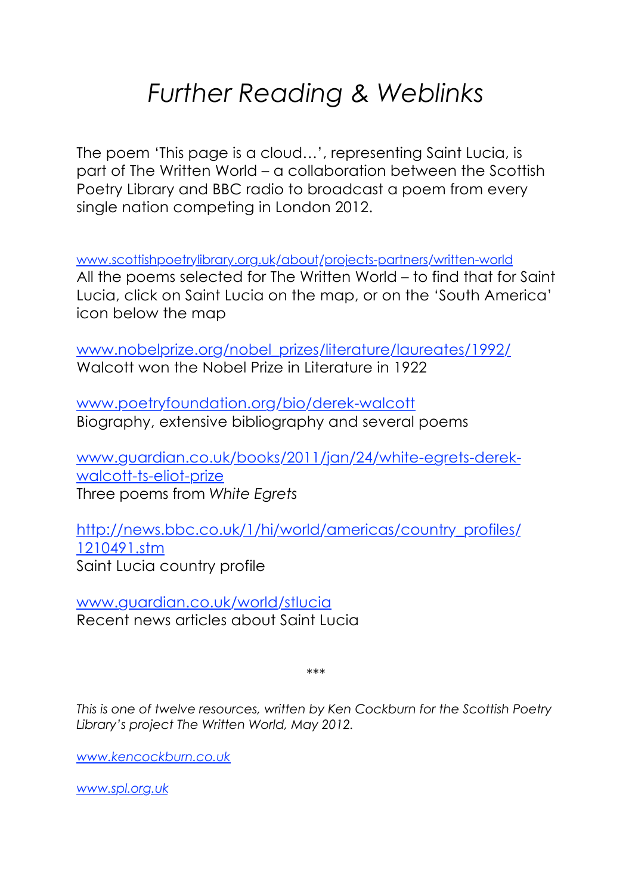# *Further Reading & Weblinks*

The poem 'This page is a cloud…', representing Saint Lucia, is part of The Written World – a collaboration between the Scottish Poetry Library and BBC radio to broadcast a poem from every single nation competing in London 2012.

www.scottishpoetrylibrary.org.uk/about/projects-partners/written-world
All the poems selected for The Written World – to find that for Saint Lucia, click on Saint Lucia on the map, or on the 'South America' icon below the map

www.nobelprize.org/nobel_prizes/literature/laureates/1992/
Walcott won the Nobel Prize in Literature in 1922

www.poetryfoundation.org/bio/derek-walcott
Biography, extensive bibliography and several poems

www.guardian.co.uk/books/2011/jan/24/white-egrets-derek-walcott-ts-eliot-prize
Three poems from *White Egrets*

http://news.bbc.co.uk/1/hi/world/americas/country_profiles/1210491.stm
Saint Lucia country profile

www.guardian.co.uk/world/stlucia
Recent news articles about Saint Lucia

\*\*\*

*This is one of twelve resources, written by Ken Cockburn for the Scottish Poetry Library's project The Written World, May 2012.*

*www.kencockburn.co.uk*

*www.spl.org.uk*